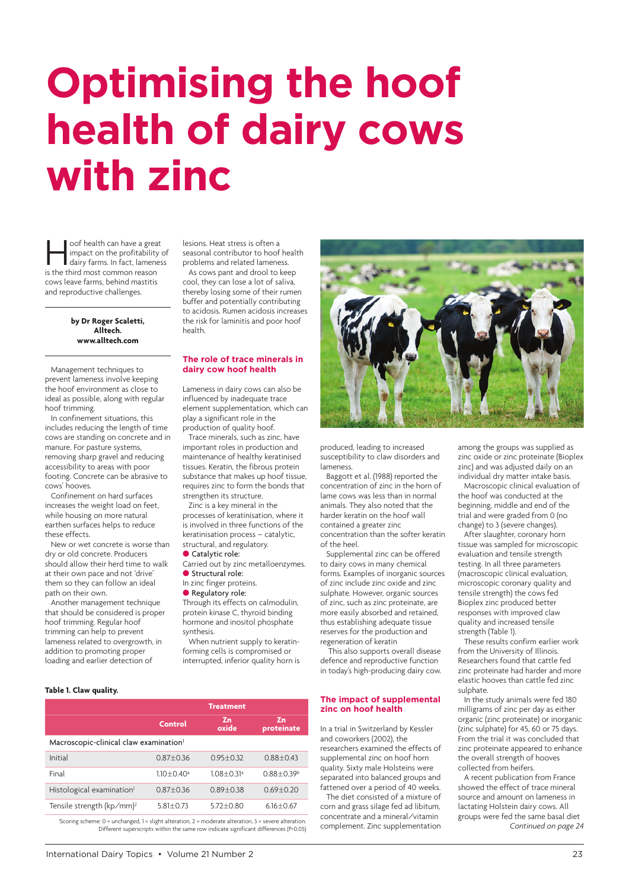# Optimising the hoof health of dairy cows with zinc

Hoof health can have a great impact on the profitability of dairy farms. In fact, lameness is the third most common reason cows leave farms, behind mastitis and reproductive challenges.

**by Dr Roger Scaletti, Alltech. www.alltech.com**

Management techniques to prevent lameness involve keeping the hoof environment as close to ideal as possible, along with regular hoof trimming.

In confinement situations, this includes reducing the length of time cows are standing on concrete and in manure. For pasture systems, removing sharp gravel and reducing accessibility to areas with poor footing. Concrete can be abrasive to cows' hooves.

Confinement on hard surfaces increases the weight load on feet, while housing on more natural earthen surfaces helps to reduce these effects.

New or wet concrete is worse than dry or old concrete. Producers should allow their herd time to walk at their own pace and not 'drive' them so they can follow an ideal path on their own.

Another management technique that should be considered is proper hoof trimming. Regular hoof trimming can help to prevent lameness related to overgrowth, in addition to promoting proper loading and earlier detection of lesions. Heat stress is often a seasonal contributor to hoof health problems and related lameness.

As cows pant and drool to keep cool, they can lose a lot of saliva, thereby losing some of their rumen buffer and potentially contributing to acidosis. Rumen acidosis increases the risk for laminitis and poor hoof health.

## The role of trace minerals in dairy cow hoof health

Lameness in dairy cows can also be influenced by inadequate trace element supplementation, which can play a significant role in the production of quality hoof.

Trace minerals, such as zinc, have important roles in production and maintenance of healthy keratinised tissues. Keratin, the fibrous protein substance that makes up hoof tissue, requires zinc to form the bonds that strengthen its structure.

Zinc is a key mineral in the processes of keratinisation, where it is involved in three functions of the keratinisation process – catalytic, structural, and regulatory.

- Catalytic role:

Carried out by zinc metalloenzymes.

- Structural role:

In zinc finger proteins.

- Regulatory role:

Through its effects on calmodulin, protein kinase C, thyroid binding hormone and inositol phosphate synthesis.

When nutrient supply to keratin-forming cells is compromised or interrupted, inferior quality horn is produced, leading to increased susceptibility to claw disorders and lameness.

Baggott et al. (1988) reported the concentration of zinc in the horn of lame cows was less than in normal animals. They also noted that the harder keratin on the hoof wall contained a greater zinc concentration than the softer keratin of the heel.

Supplemental zinc can be offered to dairy cows in many chemical forms. Examples of inorganic sources of zinc include zinc oxide and zinc sulphate. However, organic sources of zinc, such as zinc proteinate, are more easily absorbed and retained, thus establishing adequate tissue reserves for the production and regeneration of keratin

This also supports overall disease defence and reproductive function in today's high-producing dairy cow.

## The impact of supplemental zinc on hoof health

In a trial in Switzerland by Kessler and coworkers (2002), the researchers examined the effects of supplemental zinc on hoof horn quality. Sixty male Holsteins were separated into balanced groups and fattened over a period of 40 weeks.

The diet consisted of a mixture of corn and grass silage fed ad libitum, concentrate and a mineral/vitamin complement. Zinc supplementation among the groups was supplied as zinc oxide or zinc proteinate (Bioplex zinc) and was adjusted daily on an individual dry matter intake basis.

Macroscopic clinical evaluation of the hoof was conducted at the beginning, middle and end of the trial and were graded from 0 (no change) to 3 (severe changes).

After slaughter, coronary horn tissue was sampled for microscopic evaluation and tensile strength testing. In all three parameters (macroscopic clinical evaluation, microscopic coronary quality and tensile strength) the cows fed Bioplex zinc produced better responses with improved claw quality and increased tensile strength (Table 1).

These results confirm earlier work from the University of Illinois. Researchers found that cattle fed zinc proteinate had harder and more elastic hooves than cattle fed zinc sulphate.

In the study animals were fed 180 milligrams of zinc per day as either organic (zinc proteinate) or inorganic (zinc sulphate) for 45, 60 or 75 days. From the trial it was concluded that zinc proteinate appeared to enhance the overall strength of hooves collected from heifers.

A recent publication from France showed the effect of trace mineral source and amount on lameness in lactating Holstein dairy cows. All groups were fed the same basal diet

*Continued on page 24*

**Table 1. Claw quality.**

| | Treatment | | |
|---|---|---|---|
| | Control | Zn oxide | Zn proteinate |
| Macroscopic-clinical claw examination[1] | | | |
| Initial | 0.87±0.36 | 0.95±0.32 | 0.88±0.43 |
| Final | 1.10±0.40[a] | 1.08±0.31[a] | 0.88±0.39[b] |
| Histological examination[1] | 0.87±0.36 | 0.89±0.38 | 0.69±0.20 |
| Tensile strength (kp/mm)[2] | 5.81±0.73 | 5.72±0.80 | 6.16±0.67 |

[1]Scoring scheme: 0 = unchanged, 1 = slight alteration, 2 = moderate alteration, 3 = severe alteration. Different superscripts within the same row indicate significant differences ($P<0.05$)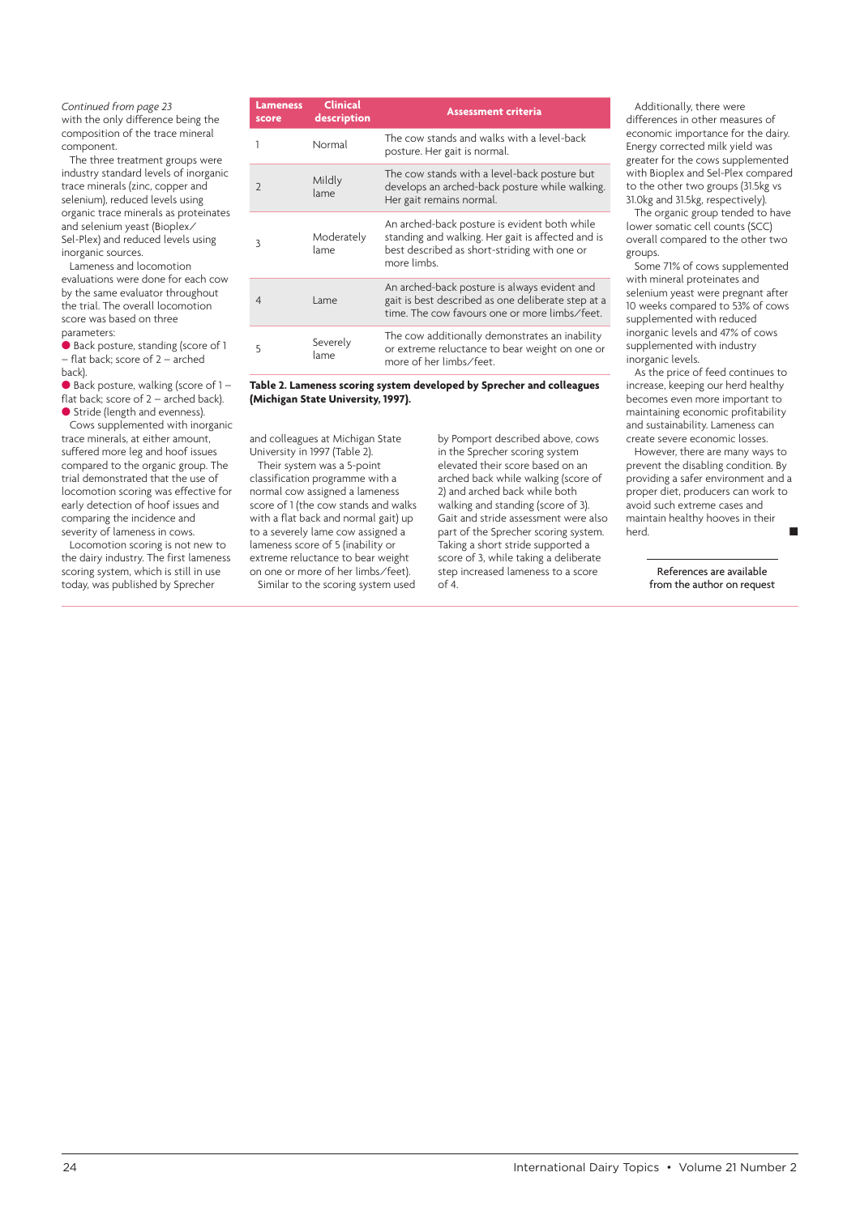*Continued from page 23*

with the only difference being the composition of the trace mineral component.

The three treatment groups were industry standard levels of inorganic trace minerals (zinc, copper and selenium), reduced levels using organic trace minerals as proteinates and selenium yeast (Bioplex/Sel-Plex) and reduced levels using inorganic sources.

Lameness and locomotion evaluations were done for each cow by the same evaluator throughout the trial. The overall locomotion score was based on three parameters:

- Back posture, standing (score of 1 – flat back; score of 2 – arched back).
- Back posture, walking (score of 1 – flat back; score of 2 – arched back).
- Stride (length and evenness).

Cows supplemented with inorganic trace minerals, at either amount, suffered more leg and hoof issues compared to the organic group. The trial demonstrated that the use of locomotion scoring was effective for early detection of hoof issues and comparing the incidence and severity of lameness in cows.

Locomotion scoring is not new to the dairy industry. The first lameness scoring system, which is still in use today, was published by Sprecher and colleagues at Michigan State University in 1997 (Table 2).

| Lameness score | Clinical description | Assessment criteria |
|---|---|---|
| 1 | Normal | The cow stands and walks with a level-back posture. Her gait is normal. |
| 2 | Mildly lame | The cow stands with a level-back posture but develops an arched-back posture while walking. Her gait remains normal. |
| 3 | Moderately lame | An arched-back posture is evident both while standing and walking. Her gait is affected and is best described as short-striding with one or more limbs. |
| 4 | Lame | An arched-back posture is always evident and gait is best described as one deliberate step at a time. The cow favours one or more limbs/feet. |
| 5 | Severely lame | The cow additionally demonstrates an inability or extreme reluctance to bear weight on one or more of her limbs/feet. |

**Table 2. Lameness scoring system developed by Sprecher and colleagues (Michigan State University, 1997).**

Their system was a 5-point classification programme with a normal cow assigned a lameness score of 1 (the cow stands and walks with a flat back and normal gait) up to a severely lame cow assigned a lameness score of 5 (inability or extreme reluctance to bear weight on one or more of her limbs/feet).

Similar to the scoring system used by Pomport described above, cows in the Sprecher scoring system elevated their score based on an arched back while walking (score of 2) and arched back while both walking and standing (score of 3). Gait and stride assessment were also part of the Sprecher scoring system. Taking a short stride supported a score of 3, while taking a deliberate step increased lameness to a score of 4.

Additionally, there were differences in other measures of economic importance for the dairy. Energy corrected milk yield was greater for the cows supplemented with Bioplex and Sel-Plex compared to the other two groups (31.5kg vs 31.0kg and 31.5kg, respectively).

The organic group tended to have lower somatic cell counts (SCC) overall compared to the other two groups.

Some 71% of cows supplemented with mineral proteinates and selenium yeast were pregnant after 10 weeks compared to 53% of cows supplemented with reduced inorganic levels and 47% of cows supplemented with industry inorganic levels.

As the price of feed continues to increase, keeping our herd healthy becomes even more important to maintaining economic profitability and sustainability. Lameness can create severe economic losses.

However, there are many ways to prevent the disabling condition. By providing a safer environment and a proper diet, producers can work to avoid such extreme cases and maintain healthy hooves in their herd. ■

References are available from the author on request